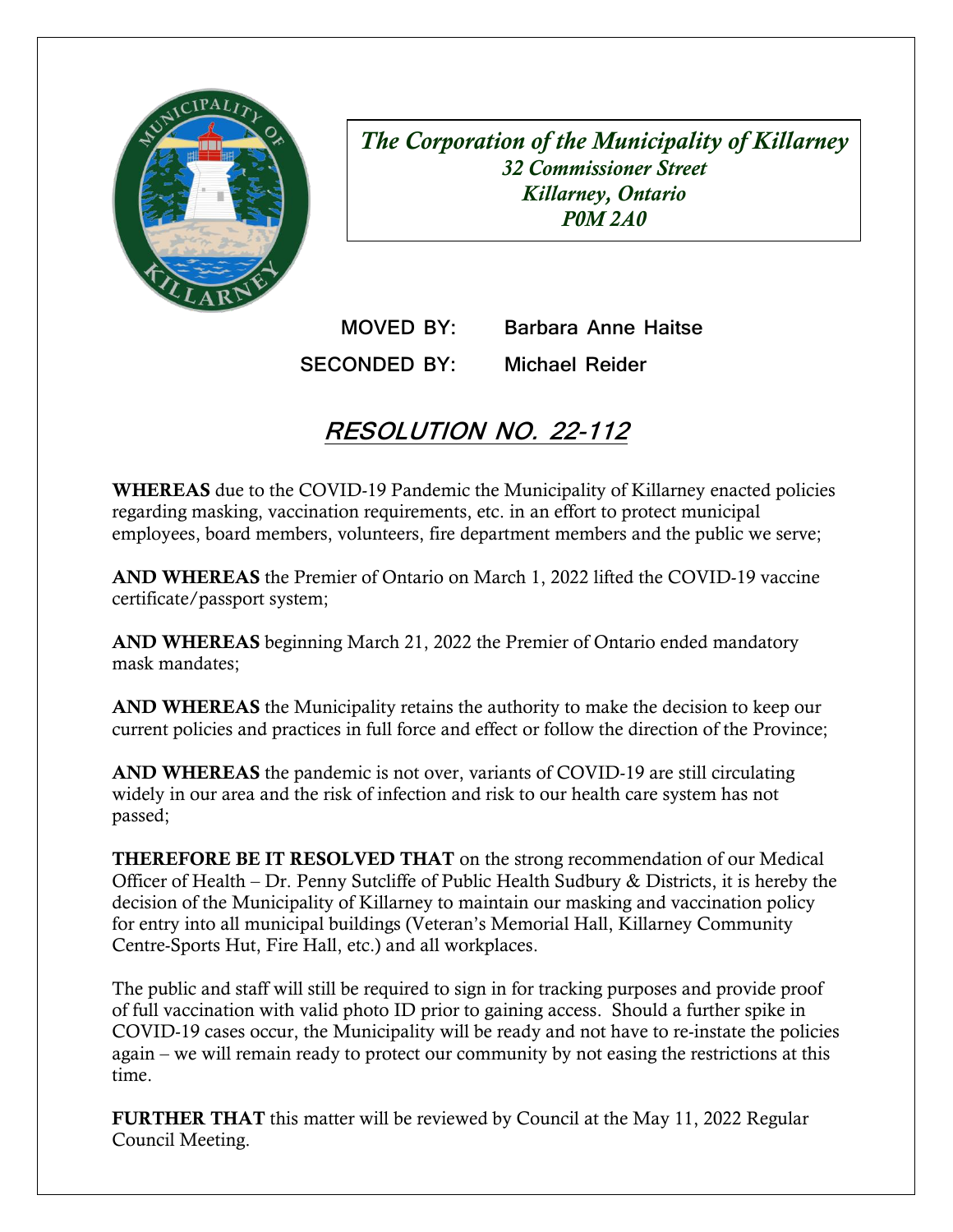*The Corporation of the Municipality of Killarney*
*32 Commissioner Street*
*Killarney, Ontario*
*P0M 2A0*

**MOVED BY:** Barbara Anne Haitse

**SECONDED BY:** Michael Reider

# RESOLUTION NO. 22-112

**WHEREAS** due to the COVID-19 Pandemic the Municipality of Killarney enacted policies regarding masking, vaccination requirements, etc. in an effort to protect municipal employees, board members, volunteers, fire department members and the public we serve;

**AND WHEREAS** the Premier of Ontario on March 1, 2022 lifted the COVID-19 vaccine certificate/passport system;

**AND WHEREAS** beginning March 21, 2022 the Premier of Ontario ended mandatory mask mandates;

**AND WHEREAS** the Municipality retains the authority to make the decision to keep our current policies and practices in full force and effect or follow the direction of the Province;

**AND WHEREAS** the pandemic is not over, variants of COVID-19 are still circulating widely in our area and the risk of infection and risk to our health care system has not passed;

**THEREFORE BE IT RESOLVED THAT** on the strong recommendation of our Medical Officer of Health – Dr. Penny Sutcliffe of Public Health Sudbury & Districts, it is hereby the decision of the Municipality of Killarney to maintain our masking and vaccination policy for entry into all municipal buildings (Veteran's Memorial Hall, Killarney Community Centre-Sports Hut, Fire Hall, etc.) and all workplaces.

The public and staff will still be required to sign in for tracking purposes and provide proof of full vaccination with valid photo ID prior to gaining access. Should a further spike in COVID-19 cases occur, the Municipality will be ready and not have to re-instate the policies again – we will remain ready to protect our community by not easing the restrictions at this time.

**FURTHER THAT** this matter will be reviewed by Council at the May 11, 2022 Regular Council Meeting.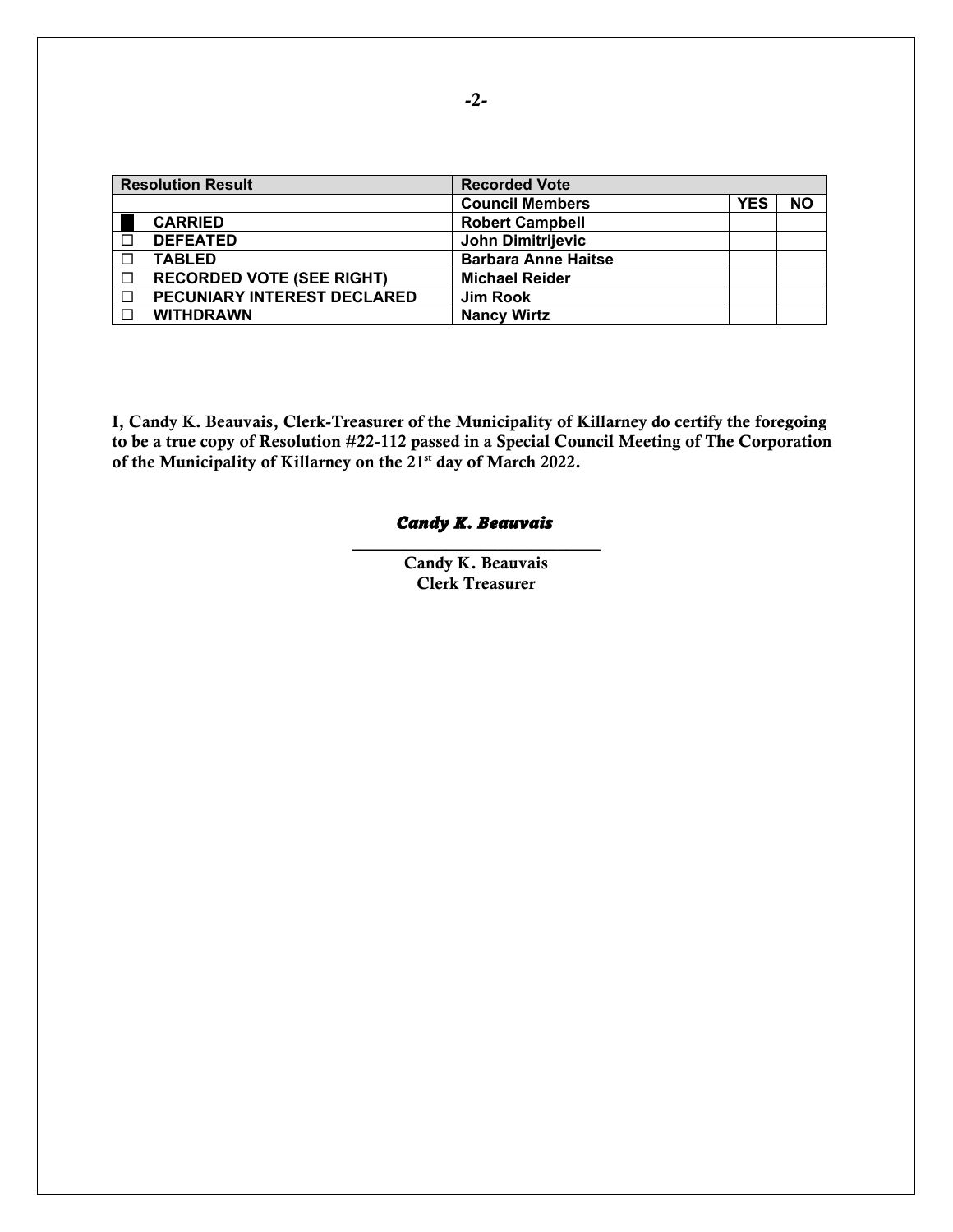| Resolution Result | Recorded Vote | | |
|---|---|---|---|
| | **Council Members** | **YES** | **NO** |
| ■ **CARRIED** | **Robert Campbell** | | |
| ☐ **DEFEATED** | **John Dimitrijevic** | | |
| ☐ **TABLED** | **Barbara Anne Haitse** | | |
| ☐ **RECORDED VOTE (SEE RIGHT)** | **Michael Reider** | | |
| ☐ **PECUNIARY INTEREST DECLARED** | **Jim Rook** | | |
| ☐ **WITHDRAWN** | **Nancy Wirtz** | | |

**I, Candy K. Beauvais, Clerk-Treasurer of the Municipality of Killarney do certify the foregoing to be a true copy of Resolution #22-112 passed in a Special Council Meeting of The Corporation of the Municipality of Killarney on the 21st day of March 2022.**

***Candy K. Beauvais***

**Candy K. Beauvais**
**Clerk Treasurer**